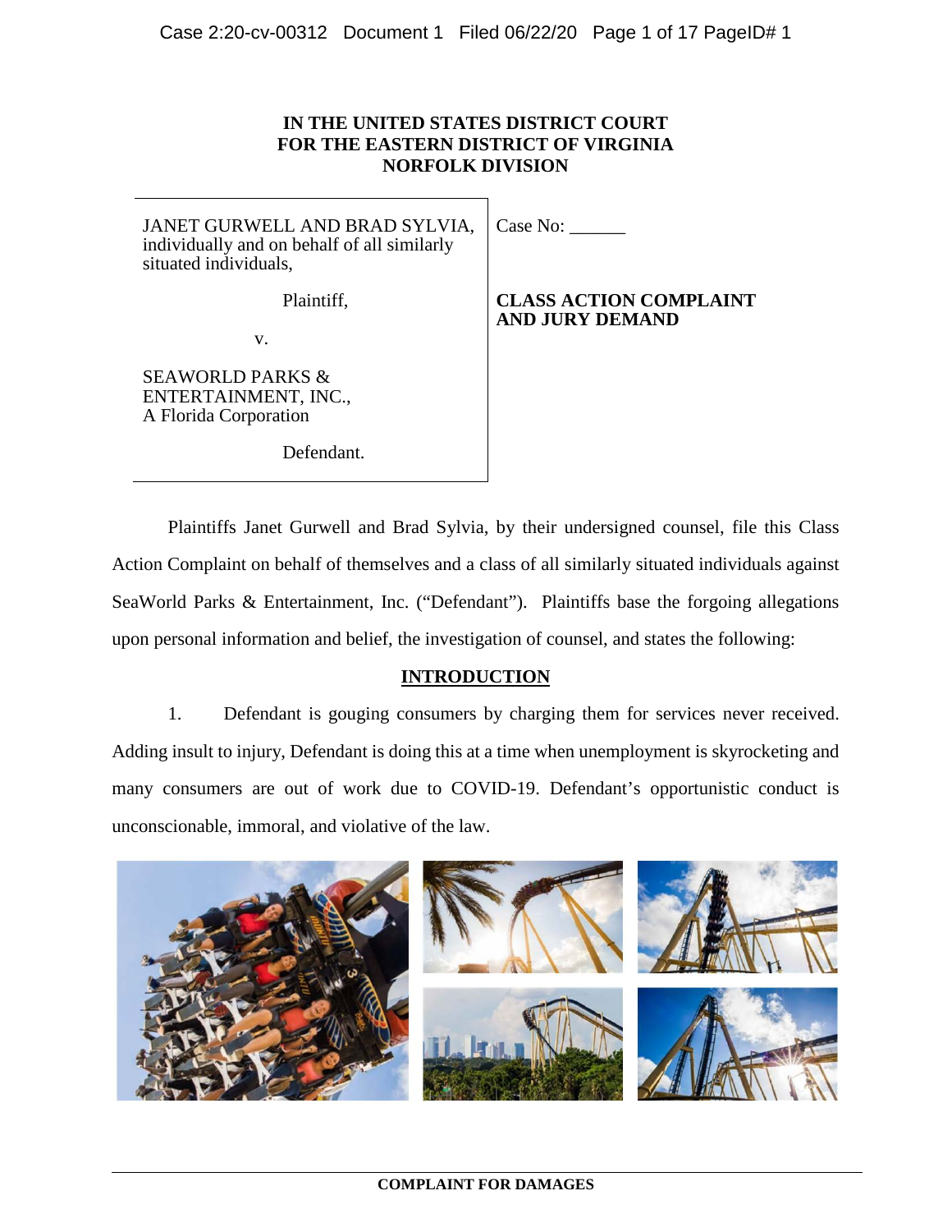**IN THE UNITED STATES DISTRICT COURT**
**FOR THE EASTERN DISTRICT OF VIRGINIA**
**NORFOLK DIVISION**

| | |
|---|---|
| JANET GURWELL AND BRAD SYLVIA, individually and on behalf of all similarly situated individuals,<br><br>Plaintiff,<br><br>v.<br><br>SEAWORLD PARKS & ENTERTAINMENT, INC., A Florida Corporation<br><br>Defendant. | Case No: ______<br><br>**CLASS ACTION COMPLAINT AND JURY DEMAND** |

Plaintiffs Janet Gurwell and Brad Sylvia, by their undersigned counsel, file this Class Action Complaint on behalf of themselves and a class of all similarly situated individuals against SeaWorld Parks & Entertainment, Inc. ("Defendant"). Plaintiffs base the forgoing allegations upon personal information and belief, the investigation of counsel, and states the following:

## INTRODUCTION

1. Defendant is gouging consumers by charging them for services never received. Adding insult to injury, Defendant is doing this at a time when unemployment is skyrocketing and many consumers are out of work due to COVID-19. Defendant's opportunistic conduct is unconscionable, immoral, and violative of the law.

**COMPLAINT FOR DAMAGES**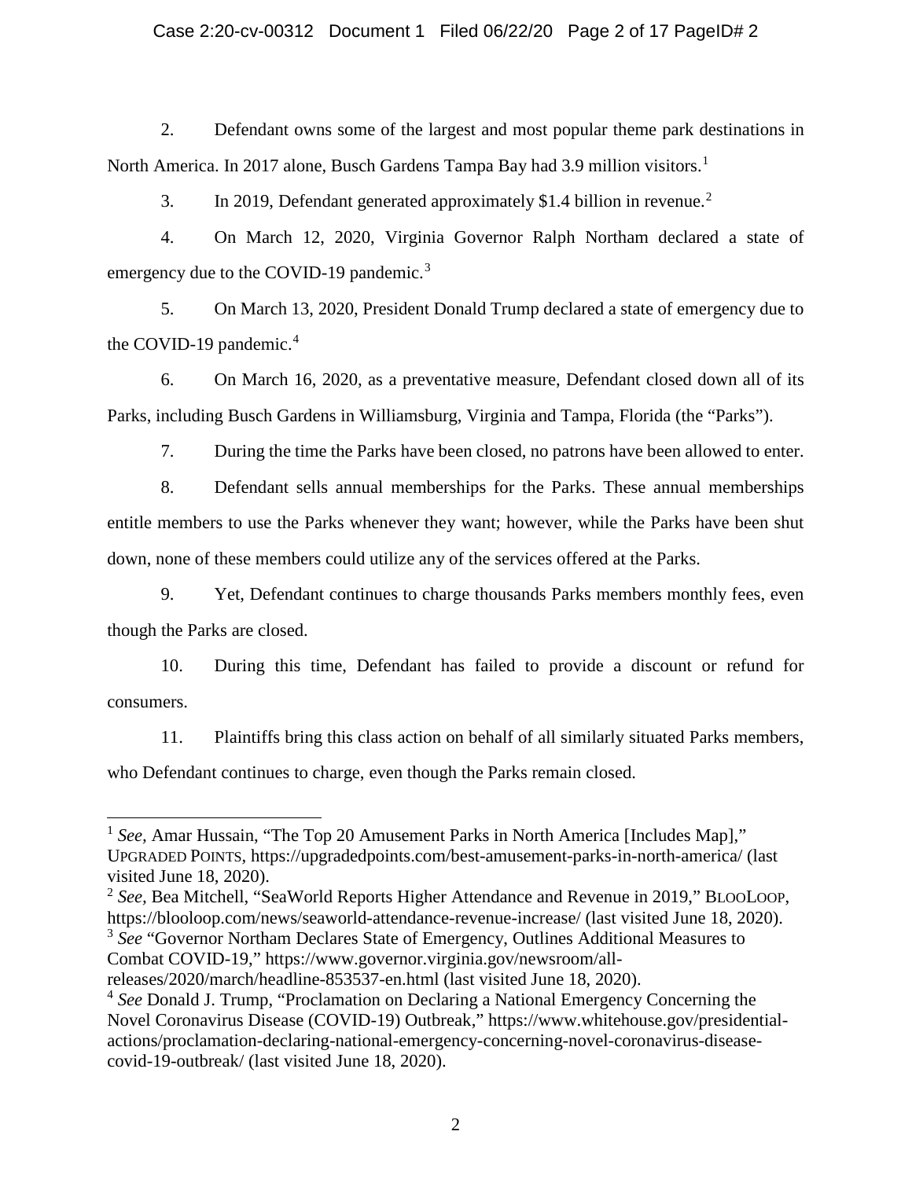2. Defendant owns some of the largest and most popular theme park destinations in North America. In 2017 alone, Busch Gardens Tampa Bay had 3.9 million visitors.[1]

3. In 2019, Defendant generated approximately $1.4 billion in revenue.[2]

4. On March 12, 2020, Virginia Governor Ralph Northam declared a state of emergency due to the COVID-19 pandemic.[3]

5. On March 13, 2020, President Donald Trump declared a state of emergency due to the COVID-19 pandemic.[4]

6. On March 16, 2020, as a preventative measure, Defendant closed down all of its Parks, including Busch Gardens in Williamsburg, Virginia and Tampa, Florida (the "Parks").

7. During the time the Parks have been closed, no patrons have been allowed to enter.

8. Defendant sells annual memberships for the Parks. These annual memberships entitle members to use the Parks whenever they want; however, while the Parks have been shut down, none of these members could utilize any of the services offered at the Parks.

9. Yet, Defendant continues to charge thousands Parks members monthly fees, even though the Parks are closed.

10. During this time, Defendant has failed to provide a discount or refund for consumers.

11. Plaintiffs bring this class action on behalf of all similarly situated Parks members, who Defendant continues to charge, even though the Parks remain closed.

---

[1] *See*, Amar Hussain, "The Top 20 Amusement Parks in North America [Includes Map]," UPGRADED POINTS, https://upgradedpoints.com/best-amusement-parks-in-north-america/ (last visited June 18, 2020).

[2] *See*, Bea Mitchell, "SeaWorld Reports Higher Attendance and Revenue in 2019," BLOOLOOP, https://blooloop.com/news/seaworld-attendance-revenue-increase/ (last visited June 18, 2020).

[3] *See* "Governor Northam Declares State of Emergency, Outlines Additional Measures to Combat COVID-19," https://www.governor.virginia.gov/newsroom/all-releases/2020/march/headline-853537-en.html (last visited June 18, 2020).

[4] *See* Donald J. Trump, "Proclamation on Declaring a National Emergency Concerning the Novel Coronavirus Disease (COVID-19) Outbreak," https://www.whitehouse.gov/presidential-actions/proclamation-declaring-national-emergency-concerning-novel-coronavirus-disease-covid-19-outbreak/ (last visited June 18, 2020).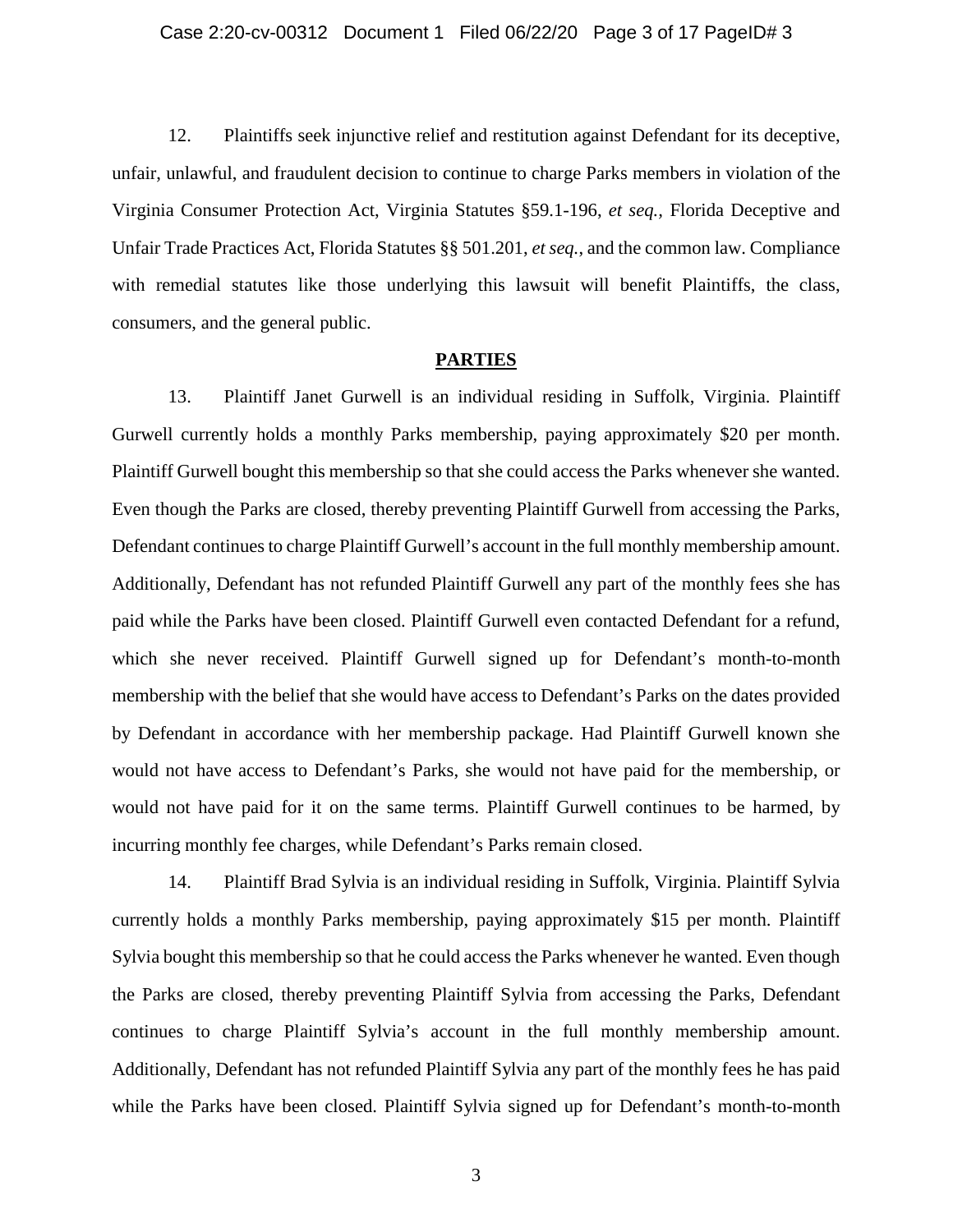12. Plaintiffs seek injunctive relief and restitution against Defendant for its deceptive, unfair, unlawful, and fraudulent decision to continue to charge Parks members in violation of the Virginia Consumer Protection Act, Virginia Statutes §59.1-196, *et seq.,* Florida Deceptive and Unfair Trade Practices Act, Florida Statutes §§ 501.201, *et seq.*, and the common law. Compliance with remedial statutes like those underlying this lawsuit will benefit Plaintiffs, the class, consumers, and the general public.

## **PARTIES**

13. Plaintiff Janet Gurwell is an individual residing in Suffolk, Virginia. Plaintiff Gurwell currently holds a monthly Parks membership, paying approximately $20 per month. Plaintiff Gurwell bought this membership so that she could access the Parks whenever she wanted. Even though the Parks are closed, thereby preventing Plaintiff Gurwell from accessing the Parks, Defendant continues to charge Plaintiff Gurwell's account in the full monthly membership amount. Additionally, Defendant has not refunded Plaintiff Gurwell any part of the monthly fees she has paid while the Parks have been closed. Plaintiff Gurwell even contacted Defendant for a refund, which she never received. Plaintiff Gurwell signed up for Defendant's month-to-month membership with the belief that she would have access to Defendant's Parks on the dates provided by Defendant in accordance with her membership package. Had Plaintiff Gurwell known she would not have access to Defendant's Parks, she would not have paid for the membership, or would not have paid for it on the same terms. Plaintiff Gurwell continues to be harmed, by incurring monthly fee charges, while Defendant's Parks remain closed.

14. Plaintiff Brad Sylvia is an individual residing in Suffolk, Virginia. Plaintiff Sylvia currently holds a monthly Parks membership, paying approximately $15 per month. Plaintiff Sylvia bought this membership so that he could access the Parks whenever he wanted. Even though the Parks are closed, thereby preventing Plaintiff Sylvia from accessing the Parks, Defendant continues to charge Plaintiff Sylvia's account in the full monthly membership amount. Additionally, Defendant has not refunded Plaintiff Sylvia any part of the monthly fees he has paid while the Parks have been closed. Plaintiff Sylvia signed up for Defendant's month-to-month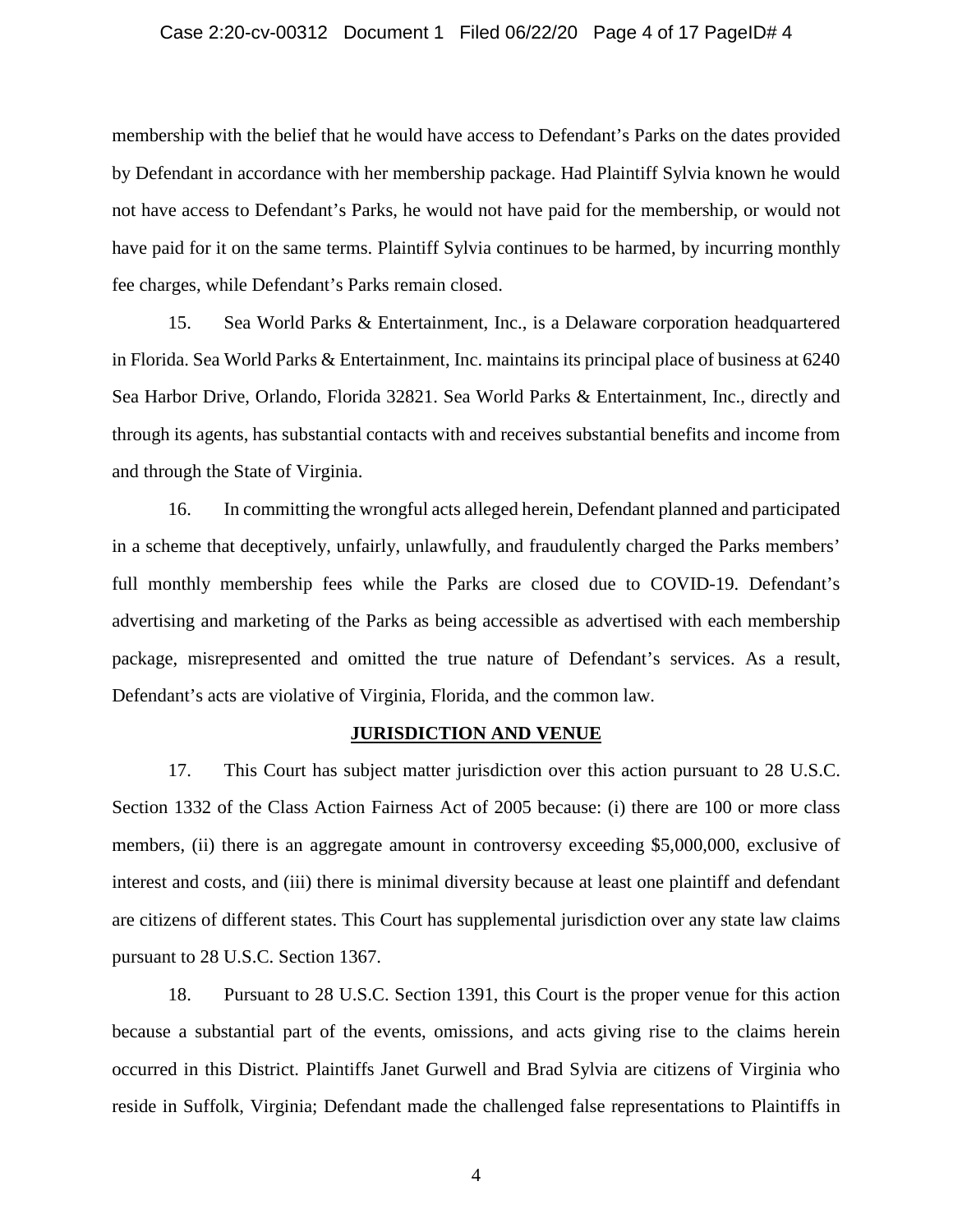membership with the belief that he would have access to Defendant's Parks on the dates provided by Defendant in accordance with her membership package. Had Plaintiff Sylvia known he would not have access to Defendant's Parks, he would not have paid for the membership, or would not have paid for it on the same terms. Plaintiff Sylvia continues to be harmed, by incurring monthly fee charges, while Defendant's Parks remain closed.

15. Sea World Parks & Entertainment, Inc., is a Delaware corporation headquartered in Florida. Sea World Parks & Entertainment, Inc. maintains its principal place of business at 6240 Sea Harbor Drive, Orlando, Florida 32821. Sea World Parks & Entertainment, Inc., directly and through its agents, has substantial contacts with and receives substantial benefits and income from and through the State of Virginia.

16. In committing the wrongful acts alleged herein, Defendant planned and participated in a scheme that deceptively, unfairly, unlawfully, and fraudulently charged the Parks members' full monthly membership fees while the Parks are closed due to COVID-19. Defendant's advertising and marketing of the Parks as being accessible as advertised with each membership package, misrepresented and omitted the true nature of Defendant's services. As a result, Defendant's acts are violative of Virginia, Florida, and the common law.

## JURISDICTION AND VENUE

17. This Court has subject matter jurisdiction over this action pursuant to 28 U.S.C. Section 1332 of the Class Action Fairness Act of 2005 because: (i) there are 100 or more class members, (ii) there is an aggregate amount in controversy exceeding $5,000,000, exclusive of interest and costs, and (iii) there is minimal diversity because at least one plaintiff and defendant are citizens of different states. This Court has supplemental jurisdiction over any state law claims pursuant to 28 U.S.C. Section 1367.

18. Pursuant to 28 U.S.C. Section 1391, this Court is the proper venue for this action because a substantial part of the events, omissions, and acts giving rise to the claims herein occurred in this District. Plaintiffs Janet Gurwell and Brad Sylvia are citizens of Virginia who reside in Suffolk, Virginia; Defendant made the challenged false representations to Plaintiffs in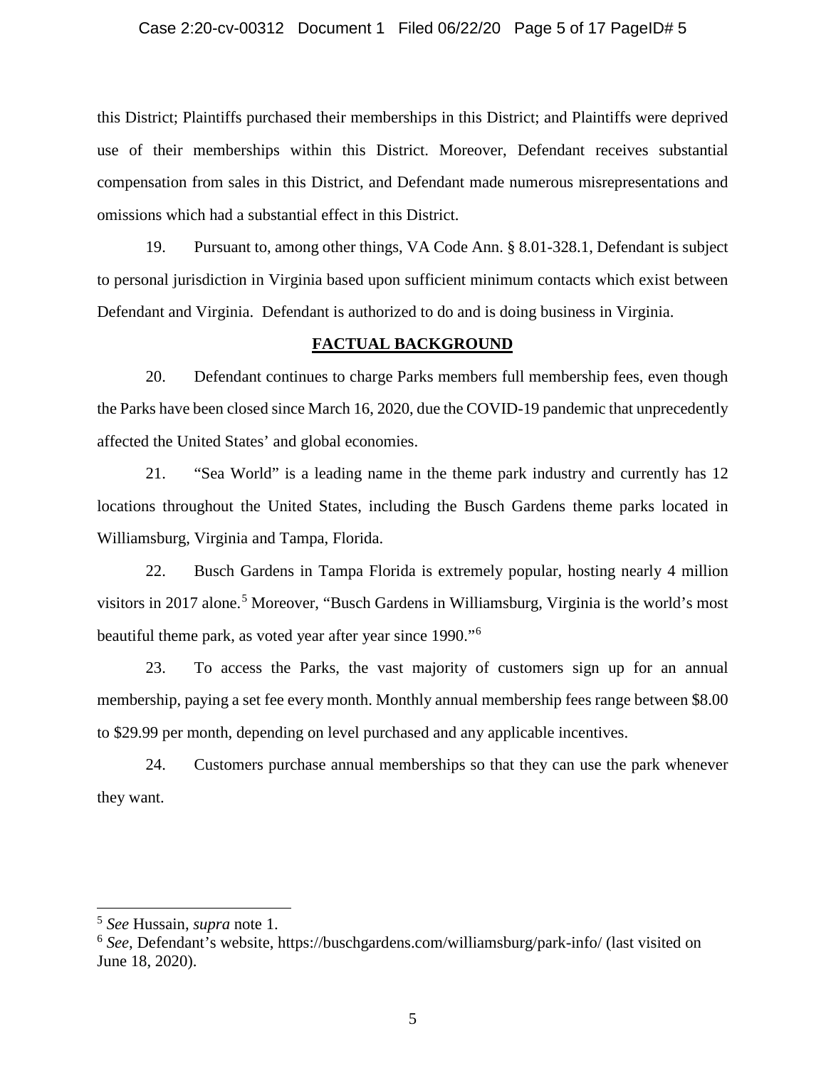this District; Plaintiffs purchased their memberships in this District; and Plaintiffs were deprived use of their memberships within this District. Moreover, Defendant receives substantial compensation from sales in this District, and Defendant made numerous misrepresentations and omissions which had a substantial effect in this District.

19. Pursuant to, among other things, VA Code Ann. § 8.01-328.1, Defendant is subject to personal jurisdiction in Virginia based upon sufficient minimum contacts which exist between Defendant and Virginia. Defendant is authorized to do and is doing business in Virginia.

## FACTUAL BACKGROUND

20. Defendant continues to charge Parks members full membership fees, even though the Parks have been closed since March 16, 2020, due the COVID-19 pandemic that unprecedently affected the United States' and global economies.

21. "Sea World" is a leading name in the theme park industry and currently has 12 locations throughout the United States, including the Busch Gardens theme parks located in Williamsburg, Virginia and Tampa, Florida.

22. Busch Gardens in Tampa Florida is extremely popular, hosting nearly 4 million visitors in 2017 alone.[5] Moreover, "Busch Gardens in Williamsburg, Virginia is the world's most beautiful theme park, as voted year after year since 1990."[6]

23. To access the Parks, the vast majority of customers sign up for an annual membership, paying a set fee every month. Monthly annual membership fees range between $8.00 to $29.99 per month, depending on level purchased and any applicable incentives.

24. Customers purchase annual memberships so that they can use the park whenever they want.

---

[5] *See* Hussain, *supra* note 1.

[6] *See*, Defendant's website, https://buschgardens.com/williamsburg/park-info/ (last visited on June 18, 2020).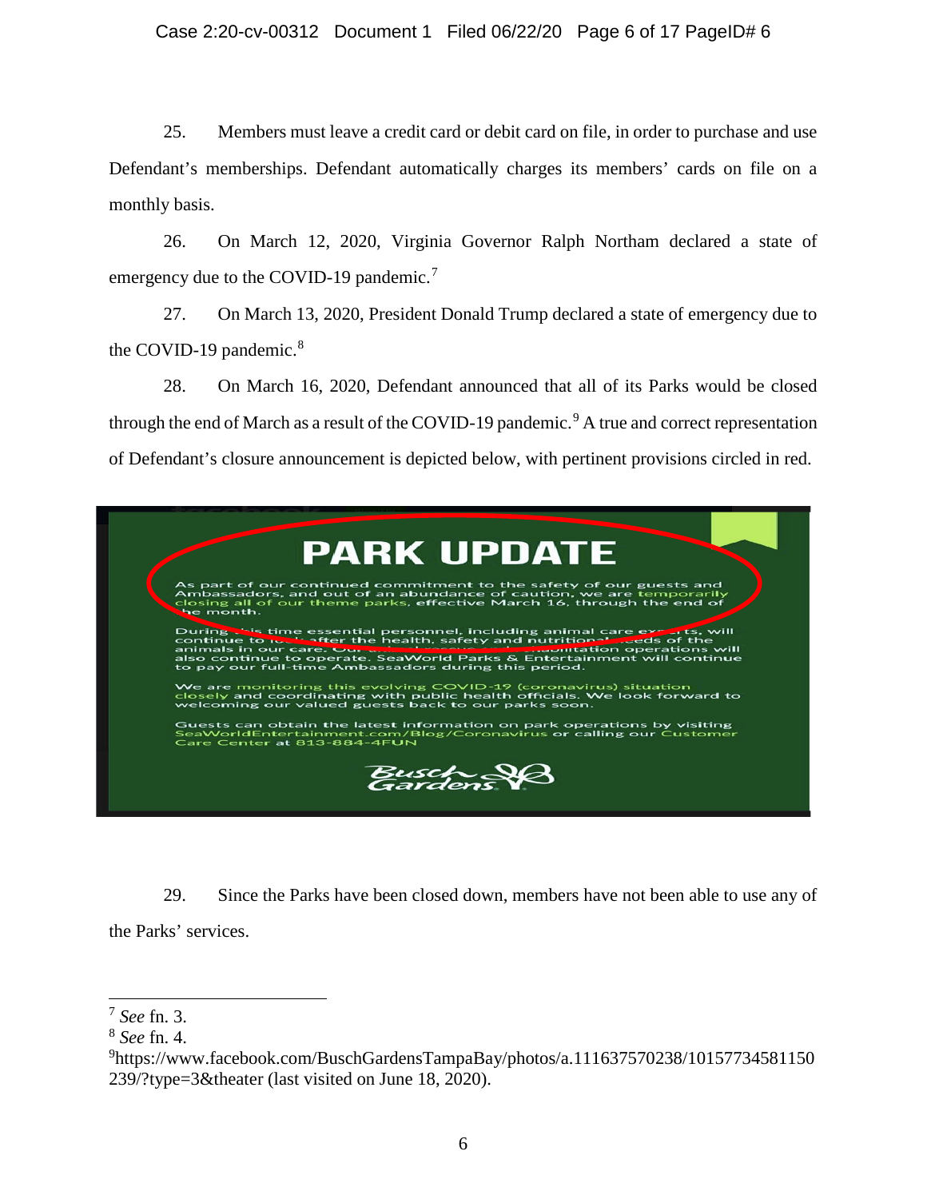25. Members must leave a credit card or debit card on file, in order to purchase and use Defendant's memberships. Defendant automatically charges its members' cards on file on a monthly basis.

26. On March 12, 2020, Virginia Governor Ralph Northam declared a state of emergency due to the COVID-19 pandemic.[7]

27. On March 13, 2020, President Donald Trump declared a state of emergency due to the COVID-19 pandemic.[8]

28. On March 16, 2020, Defendant announced that all of its Parks would be closed through the end of March as a result of the COVID-19 pandemic.[9] A true and correct representation of Defendant's closure announcement is depicted below, with pertinent provisions circled in red.

**PARK UPDATE**

As part of our continued commitment to the safety of our guests and Ambassadors, and out of an abundance of caution, we are temporarily closing all of our theme parks, effective March 16, through the end of the month.

During this time essential personnel, including animal care experts, will continue to look after the health, safety and nutritional needs of the animals in our care. Our animal rescue and rehabilitation operations will also continue to operate. SeaWorld Parks & Entertainment will continue to pay our full-time Ambassadors during this period.

We are monitoring this evolving COVID-19 (coronavirus) situation closely and coordinating with public health officials. We look forward to welcoming our valued guests back to our parks soon.

Guests can obtain the latest information on park operations by visiting SeaWorldEntertainment.com/Blog/Coronavirus or calling our Customer Care Center at 813-884-4FUN

Busch Gardens

29. Since the Parks have been closed down, members have not been able to use any of the Parks' services.

---

[7] *See* fn. 3.

[8] *See* fn. 4.

[9] https://www.facebook.com/BuschGardensTampaBay/photos/a.111637570238/10157734581150239/?type=3&theater (last visited on June 18, 2020).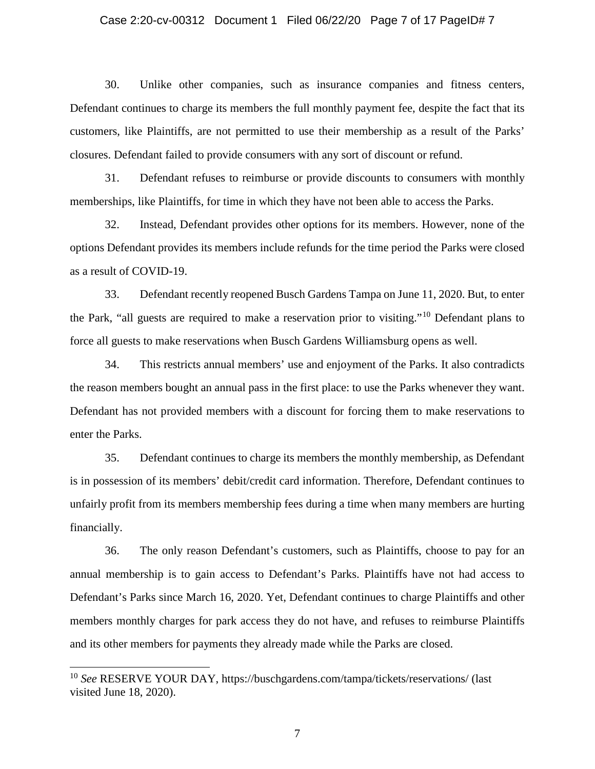30. Unlike other companies, such as insurance companies and fitness centers, Defendant continues to charge its members the full monthly payment fee, despite the fact that its customers, like Plaintiffs, are not permitted to use their membership as a result of the Parks' closures. Defendant failed to provide consumers with any sort of discount or refund.

31. Defendant refuses to reimburse or provide discounts to consumers with monthly memberships, like Plaintiffs, for time in which they have not been able to access the Parks.

32. Instead, Defendant provides other options for its members. However, none of the options Defendant provides its members include refunds for the time period the Parks were closed as a result of COVID-19.

33. Defendant recently reopened Busch Gardens Tampa on June 11, 2020. But, to enter the Park, "all guests are required to make a reservation prior to visiting."[10] Defendant plans to force all guests to make reservations when Busch Gardens Williamsburg opens as well.

34. This restricts annual members' use and enjoyment of the Parks. It also contradicts the reason members bought an annual pass in the first place: to use the Parks whenever they want. Defendant has not provided members with a discount for forcing them to make reservations to enter the Parks.

35. Defendant continues to charge its members the monthly membership, as Defendant is in possession of its members' debit/credit card information. Therefore, Defendant continues to unfairly profit from its members membership fees during a time when many members are hurting financially.

36. The only reason Defendant's customers, such as Plaintiffs, choose to pay for an annual membership is to gain access to Defendant's Parks. Plaintiffs have not had access to Defendant's Parks since March 16, 2020. Yet, Defendant continues to charge Plaintiffs and other members monthly charges for park access they do not have, and refuses to reimburse Plaintiffs and its other members for payments they already made while the Parks are closed.

---

[10] *See* RESERVE YOUR DAY, https://buschgardens.com/tampa/tickets/reservations/ (last visited June 18, 2020).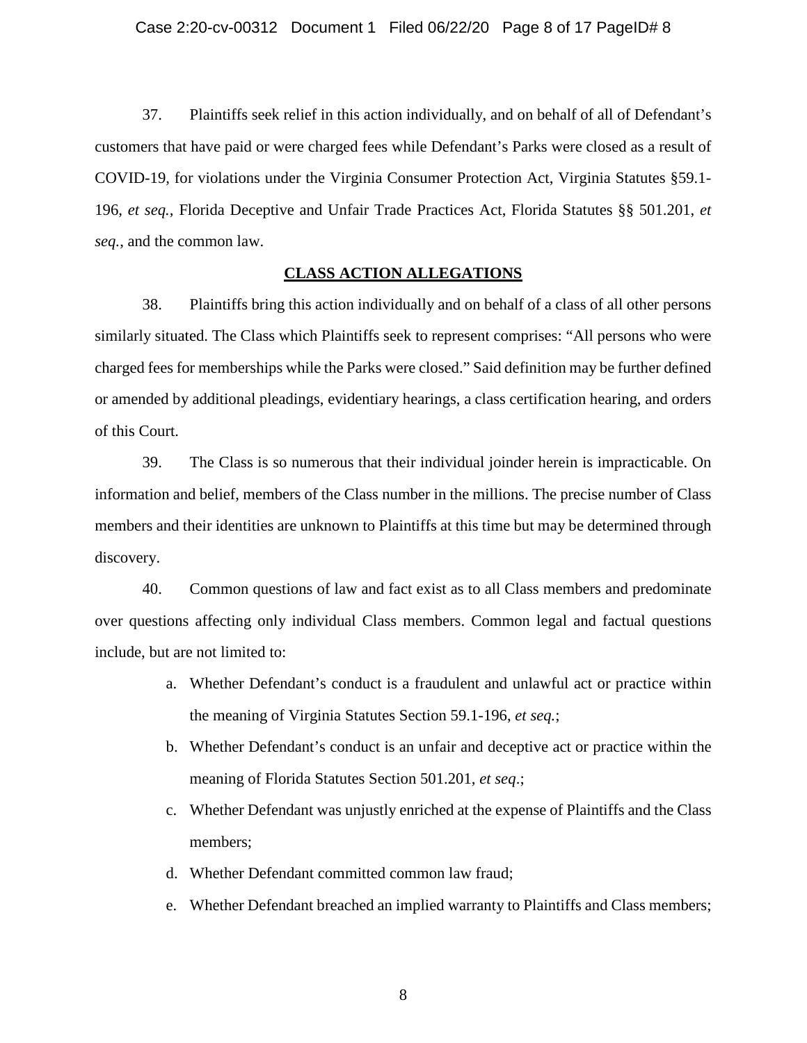37. Plaintiffs seek relief in this action individually, and on behalf of all of Defendant's customers that have paid or were charged fees while Defendant's Parks were closed as a result of COVID-19, for violations under the Virginia Consumer Protection Act, Virginia Statutes §59.1-196, *et seq.*, Florida Deceptive and Unfair Trade Practices Act, Florida Statutes §§ 501.201, *et seq.*, and the common law.

## **CLASS ACTION ALLEGATIONS**

38. Plaintiffs bring this action individually and on behalf of a class of all other persons similarly situated. The Class which Plaintiffs seek to represent comprises: "All persons who were charged fees for memberships while the Parks were closed." Said definition may be further defined or amended by additional pleadings, evidentiary hearings, a class certification hearing, and orders of this Court.

39. The Class is so numerous that their individual joinder herein is impracticable. On information and belief, members of the Class number in the millions. The precise number of Class members and their identities are unknown to Plaintiffs at this time but may be determined through discovery.

40. Common questions of law and fact exist as to all Class members and predominate over questions affecting only individual Class members. Common legal and factual questions include, but are not limited to:

a. Whether Defendant's conduct is a fraudulent and unlawful act or practice within the meaning of Virginia Statutes Section 59.1-196, *et seq.*;

b. Whether Defendant's conduct is an unfair and deceptive act or practice within the meaning of Florida Statutes Section 501.201, *et seq*.;

c. Whether Defendant was unjustly enriched at the expense of Plaintiffs and the Class members;

d. Whether Defendant committed common law fraud;

e. Whether Defendant breached an implied warranty to Plaintiffs and Class members;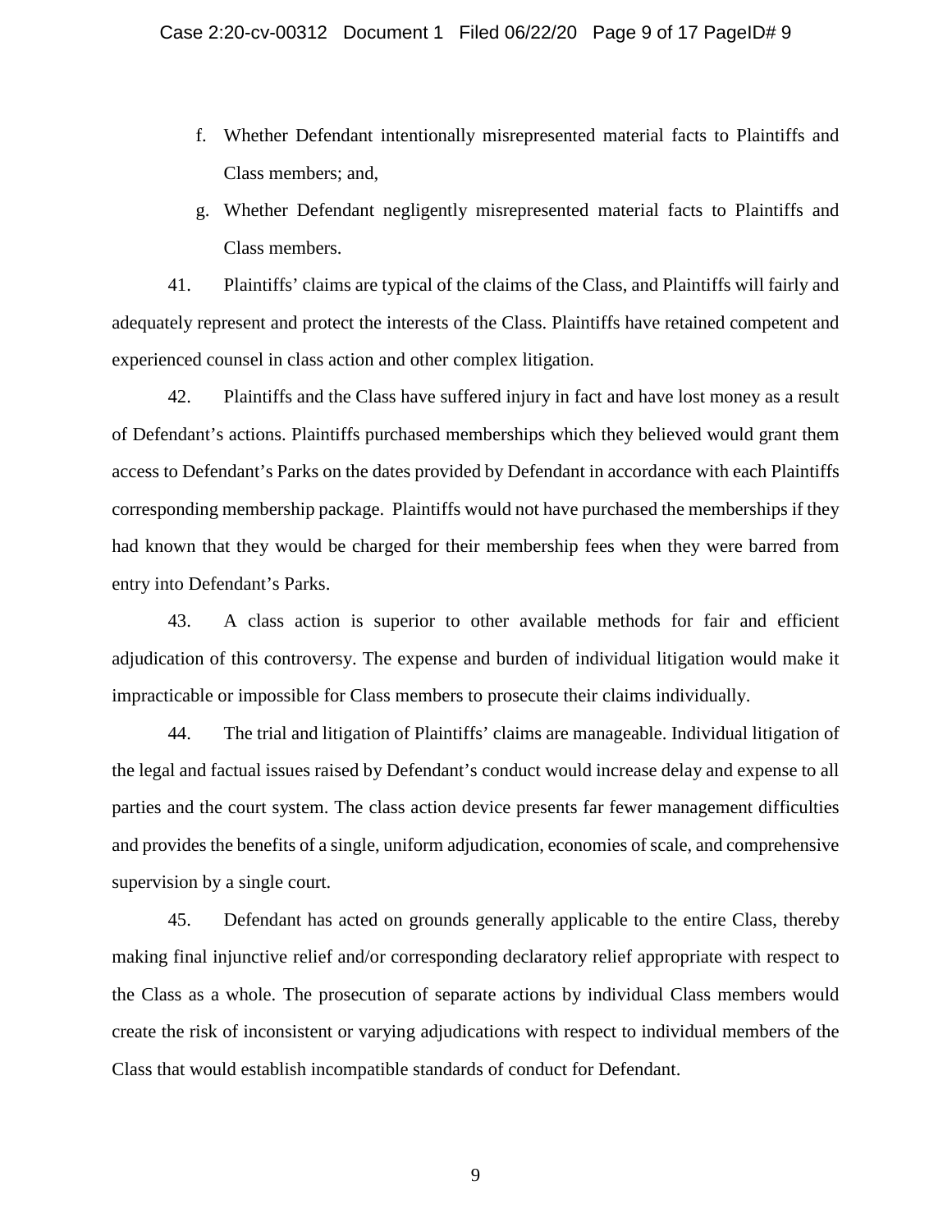f. Whether Defendant intentionally misrepresented material facts to Plaintiffs and Class members; and,

g. Whether Defendant negligently misrepresented material facts to Plaintiffs and Class members.

41. Plaintiffs' claims are typical of the claims of the Class, and Plaintiffs will fairly and adequately represent and protect the interests of the Class. Plaintiffs have retained competent and experienced counsel in class action and other complex litigation.

42. Plaintiffs and the Class have suffered injury in fact and have lost money as a result of Defendant's actions. Plaintiffs purchased memberships which they believed would grant them access to Defendant's Parks on the dates provided by Defendant in accordance with each Plaintiffs corresponding membership package. Plaintiffs would not have purchased the memberships if they had known that they would be charged for their membership fees when they were barred from entry into Defendant's Parks.

43. A class action is superior to other available methods for fair and efficient adjudication of this controversy. The expense and burden of individual litigation would make it impracticable or impossible for Class members to prosecute their claims individually.

44. The trial and litigation of Plaintiffs' claims are manageable. Individual litigation of the legal and factual issues raised by Defendant's conduct would increase delay and expense to all parties and the court system. The class action device presents far fewer management difficulties and provides the benefits of a single, uniform adjudication, economies of scale, and comprehensive supervision by a single court.

45. Defendant has acted on grounds generally applicable to the entire Class, thereby making final injunctive relief and/or corresponding declaratory relief appropriate with respect to the Class as a whole. The prosecution of separate actions by individual Class members would create the risk of inconsistent or varying adjudications with respect to individual members of the Class that would establish incompatible standards of conduct for Defendant.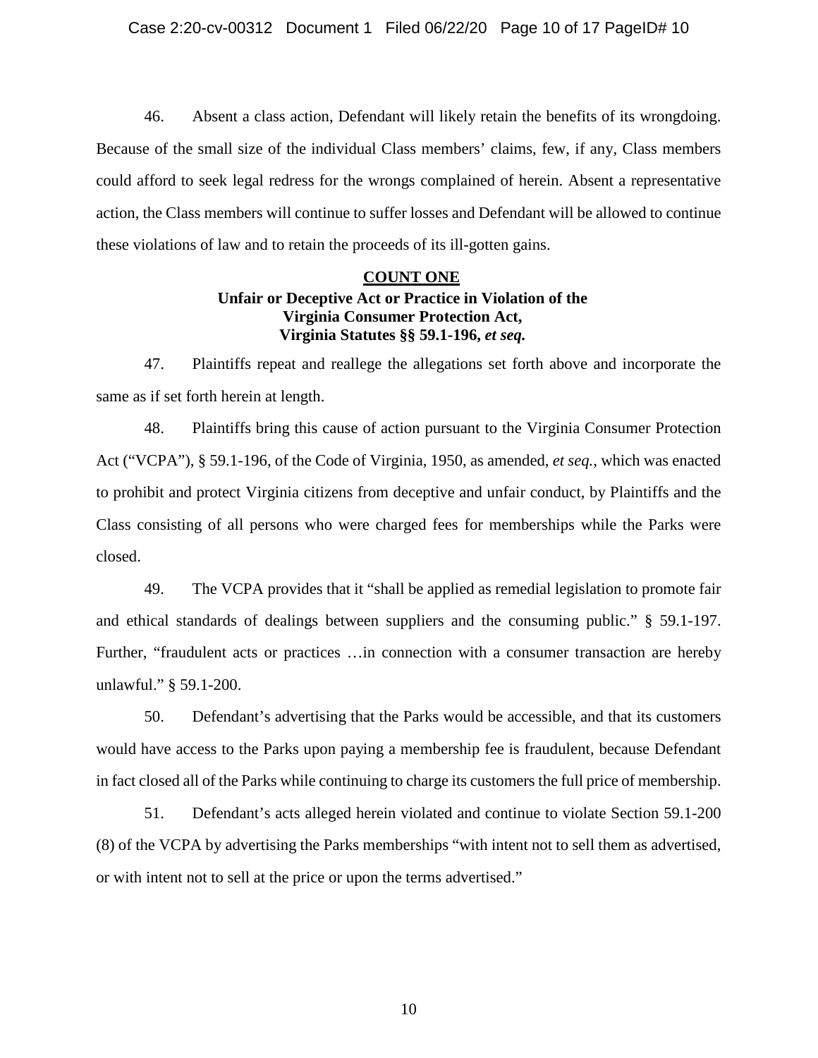46. Absent a class action, Defendant will likely retain the benefits of its wrongdoing. Because of the small size of the individual Class members' claims, few, if any, Class members could afford to seek legal redress for the wrongs complained of herein. Absent a representative action, the Class members will continue to suffer losses and Defendant will be allowed to continue these violations of law and to retain the proceeds of its ill-gotten gains.

**COUNT ONE**

**Unfair or Deceptive Act or Practice in Violation of the Virginia Consumer Protection Act, Virginia Statutes §§ 59.1-196, *et seq.***

47. Plaintiffs repeat and reallege the allegations set forth above and incorporate the same as if set forth herein at length.

48. Plaintiffs bring this cause of action pursuant to the Virginia Consumer Protection Act ("VCPA"), § 59.1-196, of the Code of Virginia, 1950, as amended, *et seq.*, which was enacted to prohibit and protect Virginia citizens from deceptive and unfair conduct, by Plaintiffs and the Class consisting of all persons who were charged fees for memberships while the Parks were closed.

49. The VCPA provides that it "shall be applied as remedial legislation to promote fair and ethical standards of dealings between suppliers and the consuming public." § 59.1-197. Further, "fraudulent acts or practices …in connection with a consumer transaction are hereby unlawful." § 59.1-200.

50. Defendant's advertising that the Parks would be accessible, and that its customers would have access to the Parks upon paying a membership fee is fraudulent, because Defendant in fact closed all of the Parks while continuing to charge its customers the full price of membership.

51. Defendant's acts alleged herein violated and continue to violate Section 59.1-200 (8) of the VCPA by advertising the Parks memberships "with intent not to sell them as advertised, or with intent not to sell at the price or upon the terms advertised."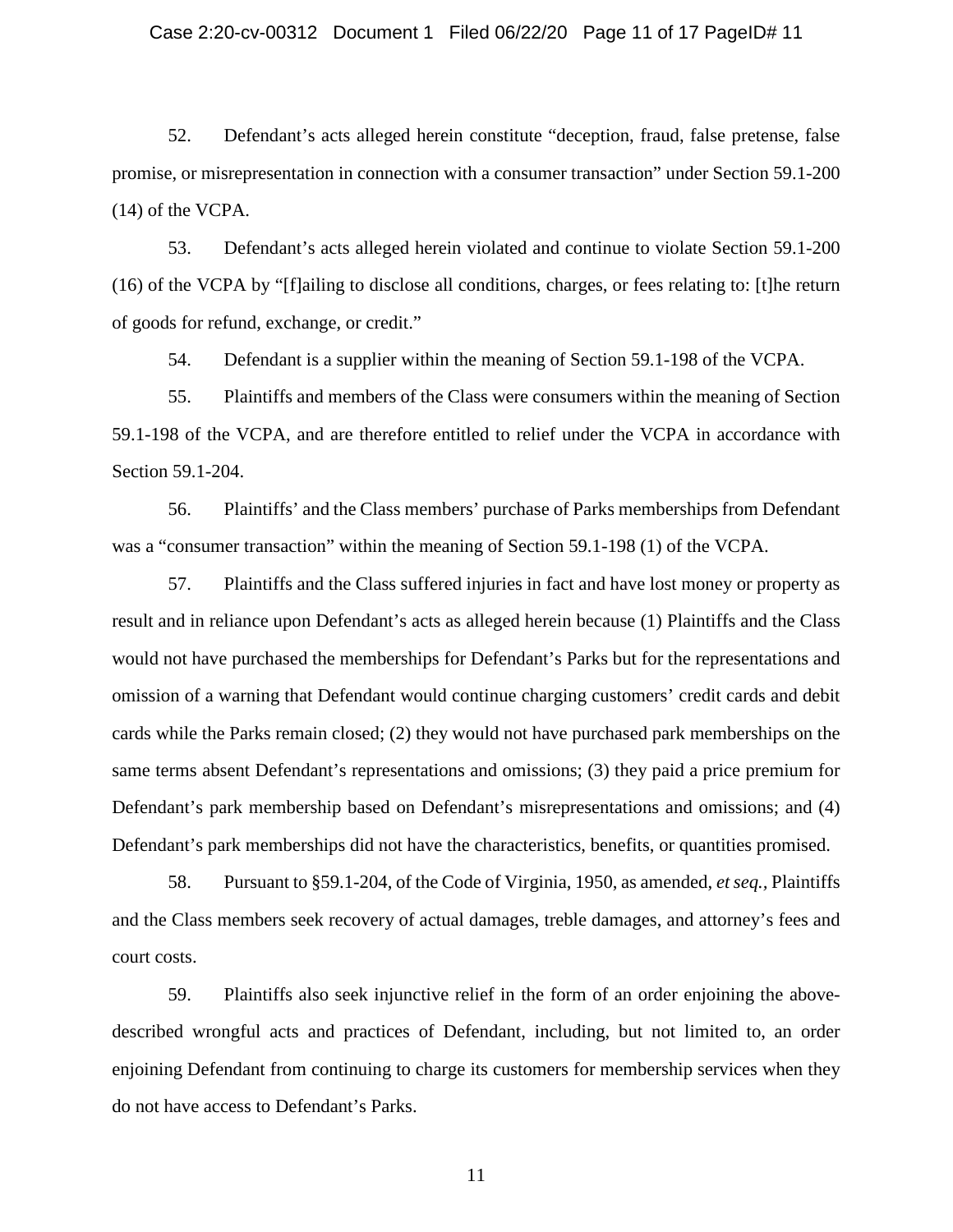52. Defendant's acts alleged herein constitute "deception, fraud, false pretense, false promise, or misrepresentation in connection with a consumer transaction" under Section 59.1-200 (14) of the VCPA.

53. Defendant's acts alleged herein violated and continue to violate Section 59.1-200 (16) of the VCPA by "[f]ailing to disclose all conditions, charges, or fees relating to: [t]he return of goods for refund, exchange, or credit."

54. Defendant is a supplier within the meaning of Section 59.1-198 of the VCPA.

55. Plaintiffs and members of the Class were consumers within the meaning of Section 59.1-198 of the VCPA, and are therefore entitled to relief under the VCPA in accordance with Section 59.1-204.

56. Plaintiffs' and the Class members' purchase of Parks memberships from Defendant was a "consumer transaction" within the meaning of Section 59.1-198 (1) of the VCPA.

57. Plaintiffs and the Class suffered injuries in fact and have lost money or property as result and in reliance upon Defendant's acts as alleged herein because (1) Plaintiffs and the Class would not have purchased the memberships for Defendant's Parks but for the representations and omission of a warning that Defendant would continue charging customers' credit cards and debit cards while the Parks remain closed; (2) they would not have purchased park memberships on the same terms absent Defendant's representations and omissions; (3) they paid a price premium for Defendant's park membership based on Defendant's misrepresentations and omissions; and (4) Defendant's park memberships did not have the characteristics, benefits, or quantities promised.

58. Pursuant to §59.1-204, of the Code of Virginia, 1950, as amended, *et seq.*, Plaintiffs and the Class members seek recovery of actual damages, treble damages, and attorney's fees and court costs.

59. Plaintiffs also seek injunctive relief in the form of an order enjoining the above-described wrongful acts and practices of Defendant, including, but not limited to, an order enjoining Defendant from continuing to charge its customers for membership services when they do not have access to Defendant's Parks.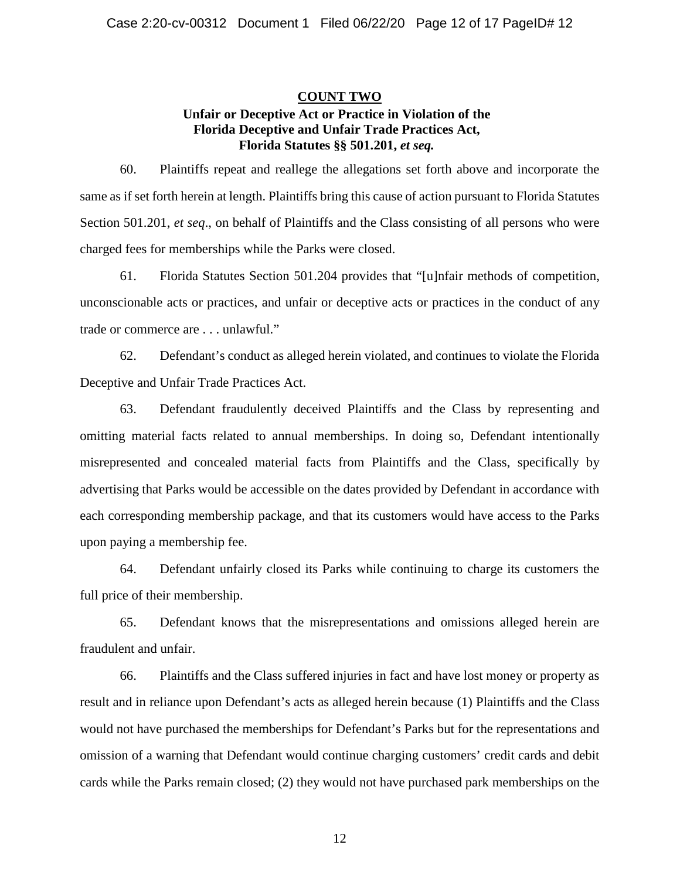**COUNT TWO**

**Unfair or Deceptive Act or Practice in Violation of the Florida Deceptive and Unfair Trade Practices Act, Florida Statutes §§ 501.201, *et seq.***

60. Plaintiffs repeat and reallege the allegations set forth above and incorporate the same as if set forth herein at length. Plaintiffs bring this cause of action pursuant to Florida Statutes Section 501.201, *et seq*., on behalf of Plaintiffs and the Class consisting of all persons who were charged fees for memberships while the Parks were closed.

61. Florida Statutes Section 501.204 provides that "[u]nfair methods of competition, unconscionable acts or practices, and unfair or deceptive acts or practices in the conduct of any trade or commerce are . . . unlawful."

62. Defendant's conduct as alleged herein violated, and continues to violate the Florida Deceptive and Unfair Trade Practices Act.

63. Defendant fraudulently deceived Plaintiffs and the Class by representing and omitting material facts related to annual memberships. In doing so, Defendant intentionally misrepresented and concealed material facts from Plaintiffs and the Class, specifically by advertising that Parks would be accessible on the dates provided by Defendant in accordance with each corresponding membership package, and that its customers would have access to the Parks upon paying a membership fee.

64. Defendant unfairly closed its Parks while continuing to charge its customers the full price of their membership.

65. Defendant knows that the misrepresentations and omissions alleged herein are fraudulent and unfair.

66. Plaintiffs and the Class suffered injuries in fact and have lost money or property as result and in reliance upon Defendant's acts as alleged herein because (1) Plaintiffs and the Class would not have purchased the memberships for Defendant's Parks but for the representations and omission of a warning that Defendant would continue charging customers' credit cards and debit cards while the Parks remain closed; (2) they would not have purchased park memberships on the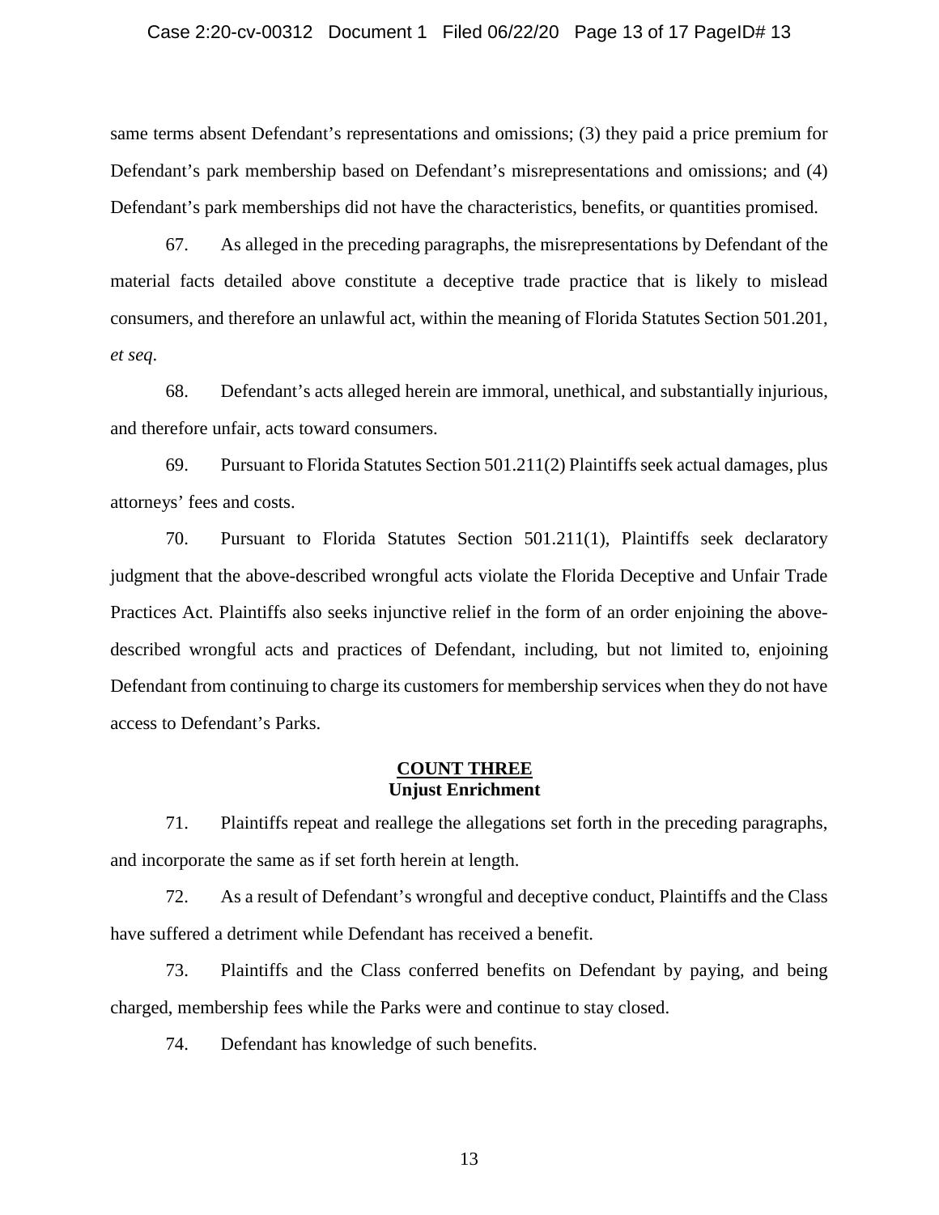same terms absent Defendant's representations and omissions; (3) they paid a price premium for Defendant's park membership based on Defendant's misrepresentations and omissions; and (4) Defendant's park memberships did not have the characteristics, benefits, or quantities promised.

67. As alleged in the preceding paragraphs, the misrepresentations by Defendant of the material facts detailed above constitute a deceptive trade practice that is likely to mislead consumers, and therefore an unlawful act, within the meaning of Florida Statutes Section 501.201, *et seq*.

68. Defendant's acts alleged herein are immoral, unethical, and substantially injurious, and therefore unfair, acts toward consumers.

69. Pursuant to Florida Statutes Section 501.211(2) Plaintiffs seek actual damages, plus attorneys' fees and costs.

70. Pursuant to Florida Statutes Section 501.211(1), Plaintiffs seek declaratory judgment that the above-described wrongful acts violate the Florida Deceptive and Unfair Trade Practices Act. Plaintiffs also seeks injunctive relief in the form of an order enjoining the above-described wrongful acts and practices of Defendant, including, but not limited to, enjoining Defendant from continuing to charge its customers for membership services when they do not have access to Defendant's Parks.

## COUNT THREE
**Unjust Enrichment**

71. Plaintiffs repeat and reallege the allegations set forth in the preceding paragraphs, and incorporate the same as if set forth herein at length.

72. As a result of Defendant's wrongful and deceptive conduct, Plaintiffs and the Class have suffered a detriment while Defendant has received a benefit.

73. Plaintiffs and the Class conferred benefits on Defendant by paying, and being charged, membership fees while the Parks were and continue to stay closed.

74. Defendant has knowledge of such benefits.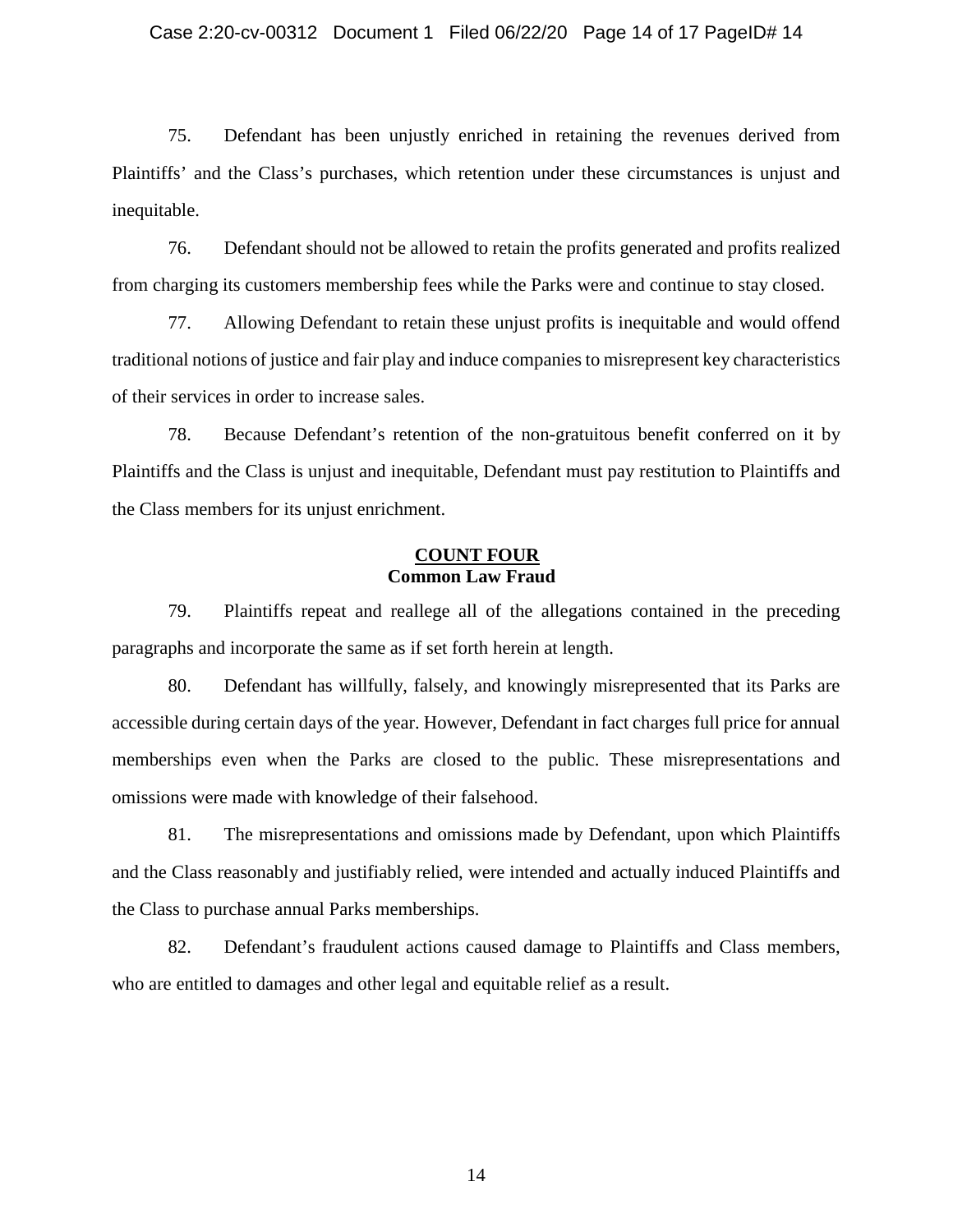75. Defendant has been unjustly enriched in retaining the revenues derived from Plaintiffs' and the Class's purchases, which retention under these circumstances is unjust and inequitable.

76. Defendant should not be allowed to retain the profits generated and profits realized from charging its customers membership fees while the Parks were and continue to stay closed.

77. Allowing Defendant to retain these unjust profits is inequitable and would offend traditional notions of justice and fair play and induce companies to misrepresent key characteristics of their services in order to increase sales.

78. Because Defendant's retention of the non-gratuitous benefit conferred on it by Plaintiffs and the Class is unjust and inequitable, Defendant must pay restitution to Plaintiffs and the Class members for its unjust enrichment.

## COUNT FOUR
## Common Law Fraud

79. Plaintiffs repeat and reallege all of the allegations contained in the preceding paragraphs and incorporate the same as if set forth herein at length.

80. Defendant has willfully, falsely, and knowingly misrepresented that its Parks are accessible during certain days of the year. However, Defendant in fact charges full price for annual memberships even when the Parks are closed to the public. These misrepresentations and omissions were made with knowledge of their falsehood.

81. The misrepresentations and omissions made by Defendant, upon which Plaintiffs and the Class reasonably and justifiably relied, were intended and actually induced Plaintiffs and the Class to purchase annual Parks memberships.

82. Defendant's fraudulent actions caused damage to Plaintiffs and Class members, who are entitled to damages and other legal and equitable relief as a result.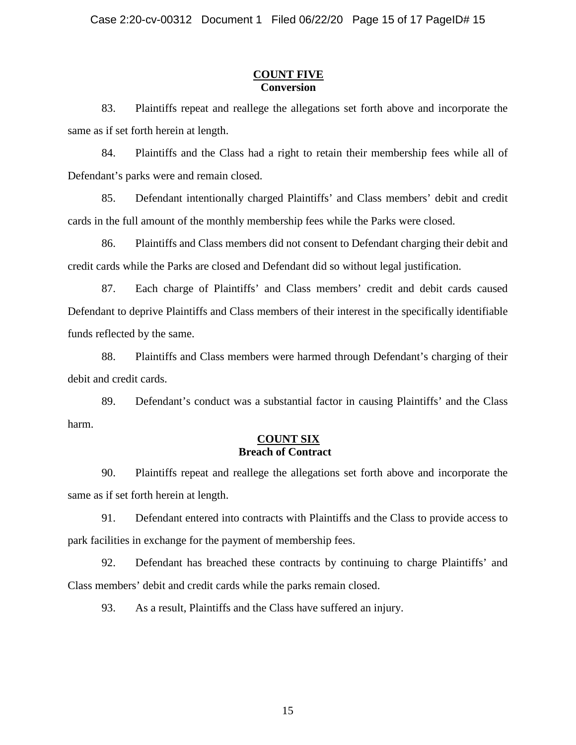## COUNT FIVE
### Conversion

83. Plaintiffs repeat and reallege the allegations set forth above and incorporate the same as if set forth herein at length.

84. Plaintiffs and the Class had a right to retain their membership fees while all of Defendant's parks were and remain closed.

85. Defendant intentionally charged Plaintiffs' and Class members' debit and credit cards in the full amount of the monthly membership fees while the Parks were closed.

86. Plaintiffs and Class members did not consent to Defendant charging their debit and credit cards while the Parks are closed and Defendant did so without legal justification.

87. Each charge of Plaintiffs' and Class members' credit and debit cards caused Defendant to deprive Plaintiffs and Class members of their interest in the specifically identifiable funds reflected by the same.

88. Plaintiffs and Class members were harmed through Defendant's charging of their debit and credit cards.

89. Defendant's conduct was a substantial factor in causing Plaintiffs' and the Class harm.

## COUNT SIX
### Breach of Contract

90. Plaintiffs repeat and reallege the allegations set forth above and incorporate the same as if set forth herein at length.

91. Defendant entered into contracts with Plaintiffs and the Class to provide access to park facilities in exchange for the payment of membership fees.

92. Defendant has breached these contracts by continuing to charge Plaintiffs' and Class members' debit and credit cards while the parks remain closed.

93. As a result, Plaintiffs and the Class have suffered an injury.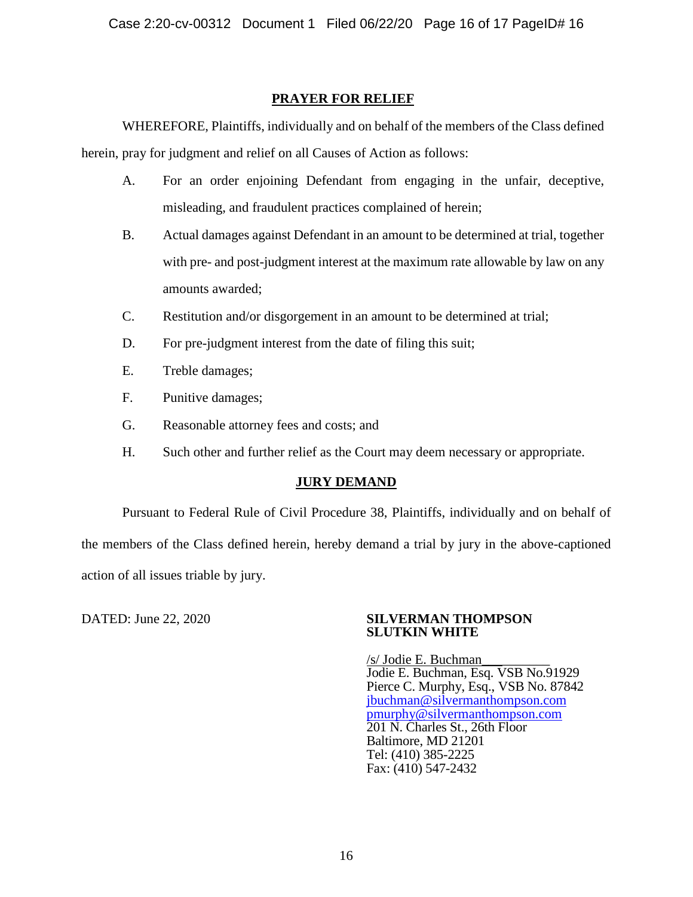## PRAYER FOR RELIEF

WHEREFORE, Plaintiffs, individually and on behalf of the members of the Class defined herein, pray for judgment and relief on all Causes of Action as follows:

A. For an order enjoining Defendant from engaging in the unfair, deceptive, misleading, and fraudulent practices complained of herein;

B. Actual damages against Defendant in an amount to be determined at trial, together with pre- and post-judgment interest at the maximum rate allowable by law on any amounts awarded;

C. Restitution and/or disgorgement in an amount to be determined at trial;

D. For pre-judgment interest from the date of filing this suit;

E. Treble damages;

F. Punitive damages;

G. Reasonable attorney fees and costs; and

H. Such other and further relief as the Court may deem necessary or appropriate.

## JURY DEMAND

Pursuant to Federal Rule of Civil Procedure 38, Plaintiffs, individually and on behalf of the members of the Class defined herein, hereby demand a trial by jury in the above-captioned action of all issues triable by jury.

DATED: June 22, 2020

**SILVERMAN THOMPSON SLUTKIN WHITE**

/s/ Jodie E. Buchman
Jodie E. Buchman, Esq. VSB No.91929
Pierce C. Murphy, Esq., VSB No. 87842
jbuchman@silvermanthompson.com
pmurphy@silvermanthompson.com
201 N. Charles St., 26th Floor
Baltimore, MD 21201
Tel: (410) 385-2225
Fax: (410) 547-2432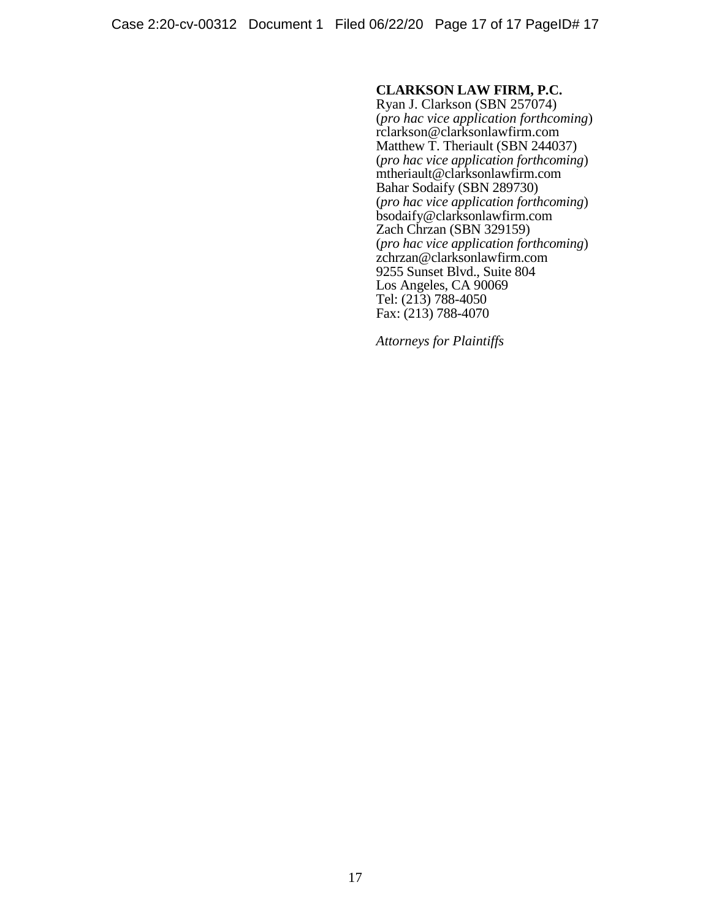**CLARKSON LAW FIRM, P.C.**
Ryan J. Clarkson (SBN 257074)
(*pro hac vice application forthcoming*)
rclarkson@clarksonlawfirm.com
Matthew T. Theriault (SBN 244037)
(*pro hac vice application forthcoming*)
mtheriault@clarksonlawfirm.com
Bahar Sodaify (SBN 289730)
(*pro hac vice application forthcoming*)
bsodaify@clarksonlawfirm.com
Zach Chrzan (SBN 329159)
(*pro hac vice application forthcoming*)
zchrzan@clarksonlawfirm.com
9255 Sunset Blvd., Suite 804
Los Angeles, CA 90069
Tel: (213) 788-4050
Fax: (213) 788-4070

*Attorneys for Plaintiffs*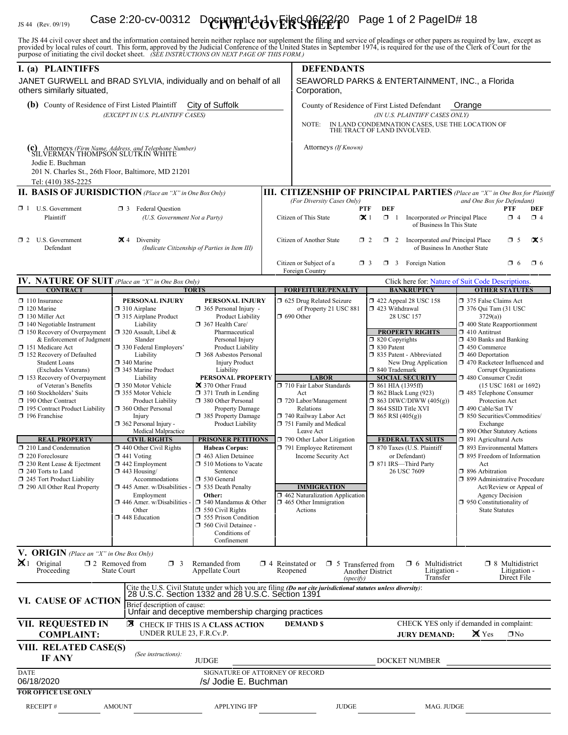JS 44 (Rev. 09/19)

# CIVIL COVER SHEET

The JS 44 civil cover sheet and the information contained herein neither replace nor supplement the filing and service of pleadings or other papers as required by law, except as provided by local rules of court. This form, approved by the Judicial Conference of the United States in September 1974, is required for the use of the Clerk of Court for the purpose of initiating the civil docket sheet. *(SEE INSTRUCTIONS ON NEXT PAGE OF THIS FORM.)*

## I. (a) PLAINTIFFS

JANET GURWELL and BRAD SYLVIA, individually and on behalf of all others similarly situated,

**(b)** County of Residence of First Listed Plaintiff: City of Suffolk
*(EXCEPT IN U.S. PLAINTIFF CASES)*

**(c)** Attorneys *(Firm Name, Address, and Telephone Number)*
SILVERMAN THOMPSON SLUTKIN WHITE
Jodie E. Buchman
201 N. Charles St., 26th Floor, Baltimore, MD 21201
Tel: (410) 385-2225

## DEFENDANTS

SEAWORLD PARKS & ENTERTAINMENT, INC., a Florida Corporation,

County of Residence of First Listed Defendant: Orange
*(IN U.S. PLAINTIFF CASES ONLY)*

NOTE: IN LAND CONDEMNATION CASES, USE THE LOCATION OF THE TRACT OF LAND INVOLVED.

Attorneys *(If Known)*

## II. BASIS OF JURISDICTION *(Place an "X" in One Box Only)*

- ☐ 1 U.S. Government Plaintiff
- ☐ 3 Federal Question *(U.S. Government Not a Party)*
- ☐ 2 U.S. Government Defendant
- ☒ 4 Diversity *(Indicate Citizenship of Parties in Item III)*

## III. CITIZENSHIP OF PRINCIPAL PARTIES *(Place an "X" in One Box for Plaintiff and One Box for Defendant)* *(For Diversity Cases Only)*

| | PTF | DEF | | PTF | DEF |
|---|---|---|---|---|---|
| Citizen of This State | ☒ 1 | ☐ 1 | Incorporated *or* Principal Place of Business In This State | ☐ 4 | ☐ 4 |
| Citizen of Another State | ☐ 2 | ☐ 2 | Incorporated *and* Principal Place of Business In Another State | ☐ 5 | ☒ 5 |
| Citizen or Subject of a Foreign Country | ☐ 3 | ☐ 3 | Foreign Nation | ☐ 6 | ☐ 6 |

## IV. NATURE OF SUIT *(Place an "X" in One Box Only)*

Click here for: Nature of Suit Code Descriptions.

| CONTRACT | TORTS | | FORFEITURE/PENALTY | BANKRUPTCY | OTHER STATUTES |
|---|---|---|---|---|---|
| ☐ 110 Insurance | **PERSONAL INJURY** | **PERSONAL INJURY** | ☐ 625 Drug Related Seizure of Property 21 USC 881 | ☐ 422 Appeal 28 USC 158 | ☐ 375 False Claims Act |
| ☐ 120 Marine | ☐ 310 Airplane | ☐ 365 Personal Injury - Product Liability | ☐ 690 Other | ☐ 423 Withdrawal 28 USC 157 | ☐ 376 Qui Tam (31 USC 3729(a)) |
| ☐ 130 Miller Act | ☐ 315 Airplane Product Liability | ☐ 367 Health Care/ Pharmaceutical Personal Injury Product Liability | | **PROPERTY RIGHTS** | ☐ 400 State Reapportionment |
| ☐ 140 Negotiable Instrument | ☐ 320 Assault, Libel & Slander | ☐ 368 Asbestos Personal Injury Product Liability | | ☐ 820 Copyrights | ☐ 410 Antitrust |
| ☐ 150 Recovery of Overpayment & Enforcement of Judgment | ☐ 330 Federal Employers' Liability | **PERSONAL PROPERTY** | | ☐ 830 Patent | ☐ 430 Banks and Banking |
| ☐ 151 Medicare Act | ☐ 340 Marine | ☒ 370 Other Fraud | | ☐ 835 Patent - Abbreviated New Drug Application | ☐ 450 Commerce |
| ☐ 152 Recovery of Defaulted Student Loans (Excludes Veterans) | ☐ 345 Marine Product Liability | ☐ 371 Truth in Lending | | ☐ 840 Trademark | ☐ 460 Deportation |
| ☐ 153 Recovery of Overpayment of Veteran's Benefits | ☐ 350 Motor Vehicle | ☐ 380 Other Personal Property Damage | **LABOR** | **SOCIAL SECURITY** | ☐ 470 Racketeer Influenced and Corrupt Organizations |
| ☐ 160 Stockholders' Suits | ☐ 355 Motor Vehicle Product Liability | ☐ 385 Property Damage Product Liability | ☐ 710 Fair Labor Standards Act | ☐ 861 HIA (1395ff) | ☐ 480 Consumer Credit (15 USC 1681 or 1692) |
| ☐ 190 Other Contract | ☐ 360 Other Personal Injury | | ☐ 720 Labor/Management Relations | ☐ 862 Black Lung (923) | ☐ 485 Telephone Consumer Protection Act |
| ☐ 195 Contract Product Liability | ☐ 362 Personal Injury - Medical Malpractice | | ☐ 740 Railway Labor Act | ☐ 863 DIWC/DIWW (405(g)) | ☐ 490 Cable/Sat TV |
| ☐ 196 Franchise | | | ☐ 751 Family and Medical Leave Act | ☐ 864 SSID Title XVI | ☐ 850 Securities/Commodities/ Exchange |
| | | | ☐ 790 Other Labor Litigation | ☐ 865 RSI (405(g)) | ☐ 890 Other Statutory Actions |
| **REAL PROPERTY** | **CIVIL RIGHTS** | **PRISONER PETITIONS** | ☐ 791 Employee Retirement Income Security Act | **FEDERAL TAX SUITS** | ☐ 891 Agricultural Acts |
| ☐ 210 Land Condemnation | ☐ 440 Other Civil Rights | **Habeas Corpus:** | | ☐ 870 Taxes (U.S. Plaintiff or Defendant) | ☐ 893 Environmental Matters |
| ☐ 220 Foreclosure | ☐ 441 Voting | ☐ 463 Alien Detainee | | ☐ 871 IRS—Third Party 26 USC 7609 | ☐ 895 Freedom of Information Act |
| ☐ 230 Rent Lease & Ejectment | ☐ 442 Employment | ☐ 510 Motions to Vacate Sentence | | | ☐ 896 Arbitration |
| ☐ 240 Torts to Land | ☐ 443 Housing/ Accommodations | ☐ 530 General | | | ☐ 899 Administrative Procedure Act/Review or Appeal of Agency Decision |
| ☐ 245 Tort Product Liability | ☐ 445 Amer. w/Disabilities - Employment | ☐ 535 Death Penalty | **IMMIGRATION** | | ☐ 950 Constitutionality of State Statutes |
| ☐ 290 All Other Real Property | ☐ 446 Amer. w/Disabilities - Other | **Other:** | ☐ 462 Naturalization Application | | |
| | ☐ 448 Education | ☐ 540 Mandamus & Other | ☐ 465 Other Immigration Actions | | |
| | | ☐ 550 Civil Rights | | | |
| | | ☐ 555 Prison Condition | | | |
| | | ☐ 560 Civil Detainee - Conditions of Confinement | | | |

## V. ORIGIN *(Place an "X" in One Box Only)*

- ☒ 1 Original Proceeding
- ☐ 2 Removed from State Court
- ☐ 3 Remanded from Appellate Court
- ☐ 4 Reinstated or Reopened
- ☐ 5 Transferred from Another District *(specify)*
- ☐ 6 Multidistrict Litigation - Transfer
- ☐ 8 Multidistrict Litigation - Direct File

## VI. CAUSE OF ACTION

Cite the U.S. Civil Statute under which you are filing *(Do not cite jurisdictional statutes unless diversity)*:
28 U.S.C. Section 1332 and 28 U.S.C. Section 1391

Brief description of cause:
Unfair and deceptive membership charging practices

## VII. REQUESTED IN COMPLAINT:

☒ CHECK IF THIS IS A **CLASS ACTION** UNDER RULE 23, F.R.Cv.P.

**DEMAND $**

CHECK YES only if demanded in complaint:
**JURY DEMAND:** ☒ Yes ☐ No

## VIII. RELATED CASE(S) IF ANY

*(See instructions):* JUDGE ______ DOCKET NUMBER ______

DATE: 06/18/2020

SIGNATURE OF ATTORNEY OF RECORD: /s/ Jodie E. Buchman

**FOR OFFICE USE ONLY**

RECEIPT # ______ AMOUNT ______ APPLYING IFP ______ JUDGE ______ MAG. JUDGE ______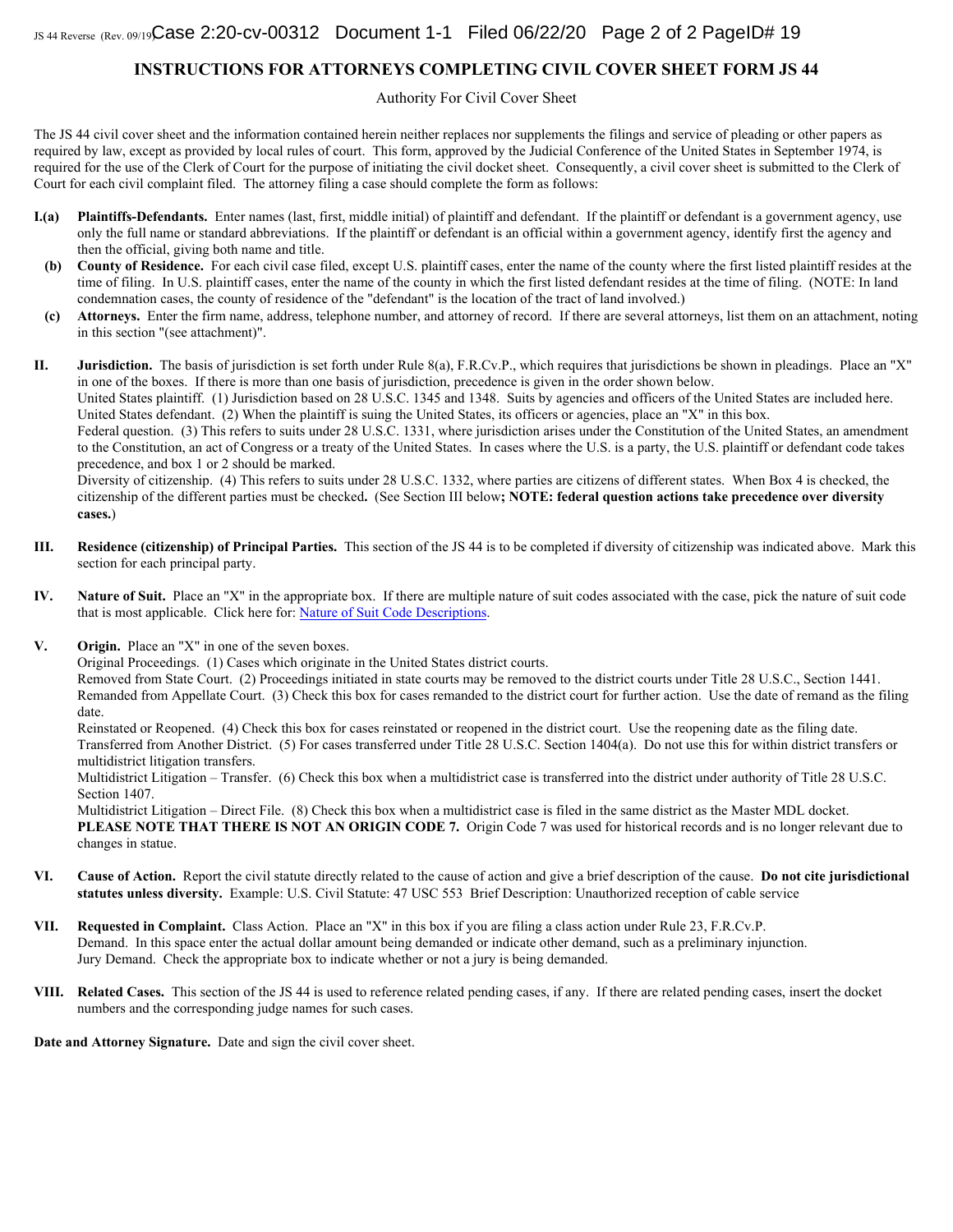# INSTRUCTIONS FOR ATTORNEYS COMPLETING CIVIL COVER SHEET FORM JS 44

Authority For Civil Cover Sheet

The JS 44 civil cover sheet and the information contained herein neither replaces nor supplements the filings and service of pleading or other papers as required by law, except as provided by local rules of court. This form, approved by the Judicial Conference of the United States in September 1974, is required for the use of the Clerk of Court for the purpose of initiating the civil docket sheet. Consequently, a civil cover sheet is submitted to the Clerk of Court for each civil complaint filed. The attorney filing a case should complete the form as follows:

**I.(a)** **Plaintiffs-Defendants.** Enter names (last, first, middle initial) of plaintiff and defendant. If the plaintiff or defendant is a government agency, use only the full name or standard abbreviations. If the plaintiff or defendant is an official within a government agency, identify first the agency and then the official, giving both name and title.

**(b)** **County of Residence.** For each civil case filed, except U.S. plaintiff cases, enter the name of the county where the first listed plaintiff resides at the time of filing. In U.S. plaintiff cases, enter the name of the county in which the first listed defendant resides at the time of filing. (NOTE: In land condemnation cases, the county of residence of the "defendant" is the location of the tract of land involved.)

**(c)** **Attorneys.** Enter the firm name, address, telephone number, and attorney of record. If there are several attorneys, list them on an attachment, noting in this section "(see attachment)".

**II.** **Jurisdiction.** The basis of jurisdiction is set forth under Rule 8(a), F.R.Cv.P., which requires that jurisdictions be shown in pleadings. Place an "X" in one of the boxes. If there is more than one basis of jurisdiction, precedence is given in the order shown below.
United States plaintiff. (1) Jurisdiction based on 28 U.S.C. 1345 and 1348. Suits by agencies and officers of the United States are included here.
United States defendant. (2) When the plaintiff is suing the United States, its officers or agencies, place an "X" in this box.
Federal question. (3) This refers to suits under 28 U.S.C. 1331, where jurisdiction arises under the Constitution of the United States, an amendment to the Constitution, an act of Congress or a treaty of the United States. In cases where the U.S. is a party, the U.S. plaintiff or defendant code takes precedence, and box 1 or 2 should be marked.
Diversity of citizenship. (4) This refers to suits under 28 U.S.C. 1332, where parties are citizens of different states. When Box 4 is checked, the citizenship of the different parties must be checked**.** (See Section III below**; NOTE: federal question actions take precedence over diversity cases.**)

**III.** **Residence (citizenship) of Principal Parties.** This section of the JS 44 is to be completed if diversity of citizenship was indicated above. Mark this section for each principal party.

**IV.** **Nature of Suit.** Place an "X" in the appropriate box. If there are multiple nature of suit codes associated with the case, pick the nature of suit code that is most applicable. Click here for: Nature of Suit Code Descriptions.

**V.** **Origin.** Place an "X" in one of the seven boxes.
Original Proceedings. (1) Cases which originate in the United States district courts.
Removed from State Court. (2) Proceedings initiated in state courts may be removed to the district courts under Title 28 U.S.C., Section 1441.
Remanded from Appellate Court. (3) Check this box for cases remanded to the district court for further action. Use the date of remand as the filing date.
Reinstated or Reopened. (4) Check this box for cases reinstated or reopened in the district court. Use the reopening date as the filing date.
Transferred from Another District. (5) For cases transferred under Title 28 U.S.C. Section 1404(a). Do not use this for within district transfers or multidistrict litigation transfers.
Multidistrict Litigation – Transfer. (6) Check this box when a multidistrict case is transferred into the district under authority of Title 28 U.S.C. Section 1407.
Multidistrict Litigation – Direct File. (8) Check this box when a multidistrict case is filed in the same district as the Master MDL docket.
**PLEASE NOTE THAT THERE IS NOT AN ORIGIN CODE 7.** Origin Code 7 was used for historical records and is no longer relevant due to changes in statue.

**VI.** **Cause of Action.** Report the civil statute directly related to the cause of action and give a brief description of the cause. **Do not cite jurisdictional statutes unless diversity.** Example: U.S. Civil Statute: 47 USC 553 Brief Description: Unauthorized reception of cable service

**VII.** **Requested in Complaint.** Class Action. Place an "X" in this box if you are filing a class action under Rule 23, F.R.Cv.P.
Demand. In this space enter the actual dollar amount being demanded or indicate other demand, such as a preliminary injunction.
Jury Demand. Check the appropriate box to indicate whether or not a jury is being demanded.

**VIII.** **Related Cases.** This section of the JS 44 is used to reference related pending cases, if any. If there are related pending cases, insert the docket numbers and the corresponding judge names for such cases.

**Date and Attorney Signature.** Date and sign the civil cover sheet.